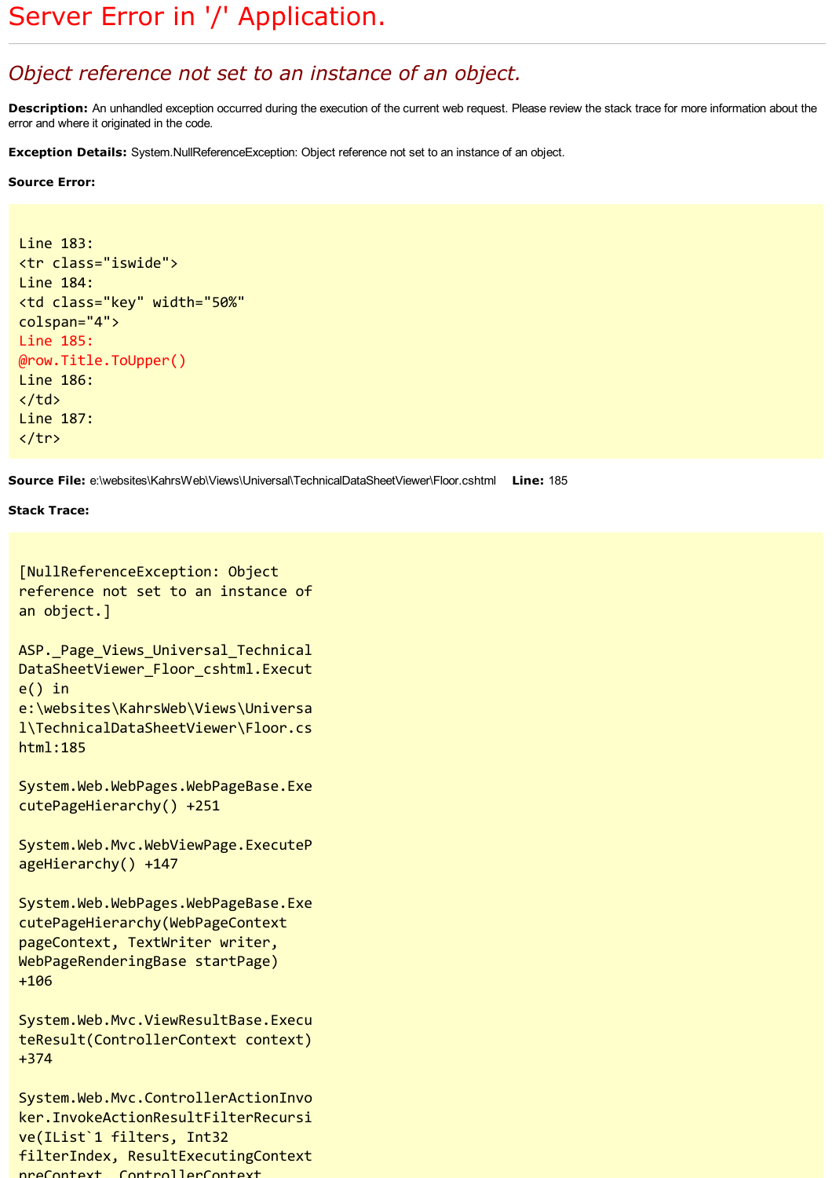# Server Error in '/' Application.

## *Object reference not set to an instance of an object.*

**Description:** An unhandled exception occurred during the execution of the current web request. Please review the stack trace for more information about the error and where it originated in the code.

**Exception Details:** System.NullReferenceException: Object reference not set to an instance of an object.

**Source Error:**

```
Line 183:
<tr class="iswide">
Line 184:
<td class="key" width="50%"
colspan="4">
Line 185:
@row.Title.ToUpper()
Line 186:
</td>
Line 187:
</tr>
```

**Source File:** e:\websites\KahrsWeb\Views\Universal\TechnicalDataSheetViewer\Floor.cshtml **Line:** 185

**Stack Trace:**

```
[NullReferenceException: Object
reference not set to an instance of
an object.]

ASP._Page_Views_Universal_Technical
DataSheetViewer_Floor_cshtml.Execut
e() in
e:\websites\KahrsWeb\Views\Universa
l\TechnicalDataSheetViewer\Floor.cs
html:185

System.Web.WebPages.WebPageBase.Exe
cutePageHierarchy() +251

System.Web.Mvc.WebViewPage.ExecuteP
ageHierarchy() +147

System.Web.WebPages.WebPageBase.Exe
cutePageHierarchy(WebPageContext
pageContext, TextWriter writer,
WebPageRenderingBase startPage)
+106

System.Web.Mvc.ViewResultBase.Execu
teResult(ControllerContext context)
+374

System.Web.Mvc.ControllerActionInvo
ker.InvokeActionResultFilterRecursi
ve(IList`1 filters, Int32
filterIndex, ResultExecutingContext
preContext, ControllerContext
```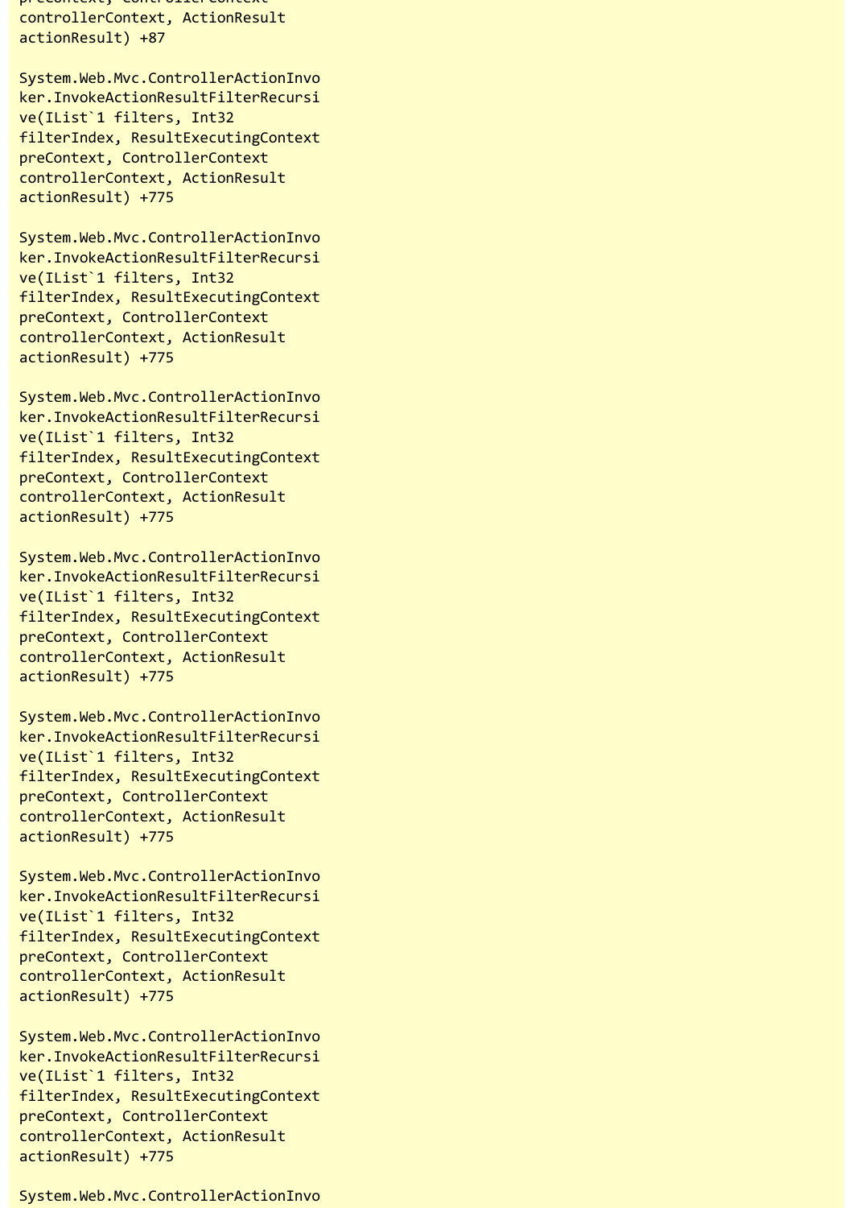```
preContext, ControllerContext
controllerContext, ActionResult
actionResult) +87

System.Web.Mvc.ControllerActionInvoker.InvokeActionResultFilterRecursive(IList`1 filters, Int32
filterIndex, ResultExecutingContext
preContext, ControllerContext
controllerContext, ActionResult
actionResult) +775

System.Web.Mvc.ControllerActionInvoker.InvokeActionResultFilterRecursive(IList`1 filters, Int32
filterIndex, ResultExecutingContext
preContext, ControllerContext
controllerContext, ActionResult
actionResult) +775

System.Web.Mvc.ControllerActionInvoker.InvokeActionResultFilterRecursive(IList`1 filters, Int32
filterIndex, ResultExecutingContext
preContext, ControllerContext
controllerContext, ActionResult
actionResult) +775

System.Web.Mvc.ControllerActionInvoker.InvokeActionResultFilterRecursive(IList`1 filters, Int32
filterIndex, ResultExecutingContext
preContext, ControllerContext
controllerContext, ActionResult
actionResult) +775

System.Web.Mvc.ControllerActionInvoker.InvokeActionResultFilterRecursive(IList`1 filters, Int32
filterIndex, ResultExecutingContext
preContext, ControllerContext
controllerContext, ActionResult
actionResult) +775

System.Web.Mvc.ControllerActionInvoker.InvokeActionResultFilterRecursive(IList`1 filters, Int32
filterIndex, ResultExecutingContext
preContext, ControllerContext
controllerContext, ActionResult
actionResult) +775

System.Web.Mvc.ControllerActionInvoker.InvokeActionResultFilterRecursive(IList`1 filters, Int32
filterIndex, ResultExecutingContext
preContext, ControllerContext
controllerContext, ActionResult
actionResult) +775

System.Web.Mvc.ControllerActionInvo
```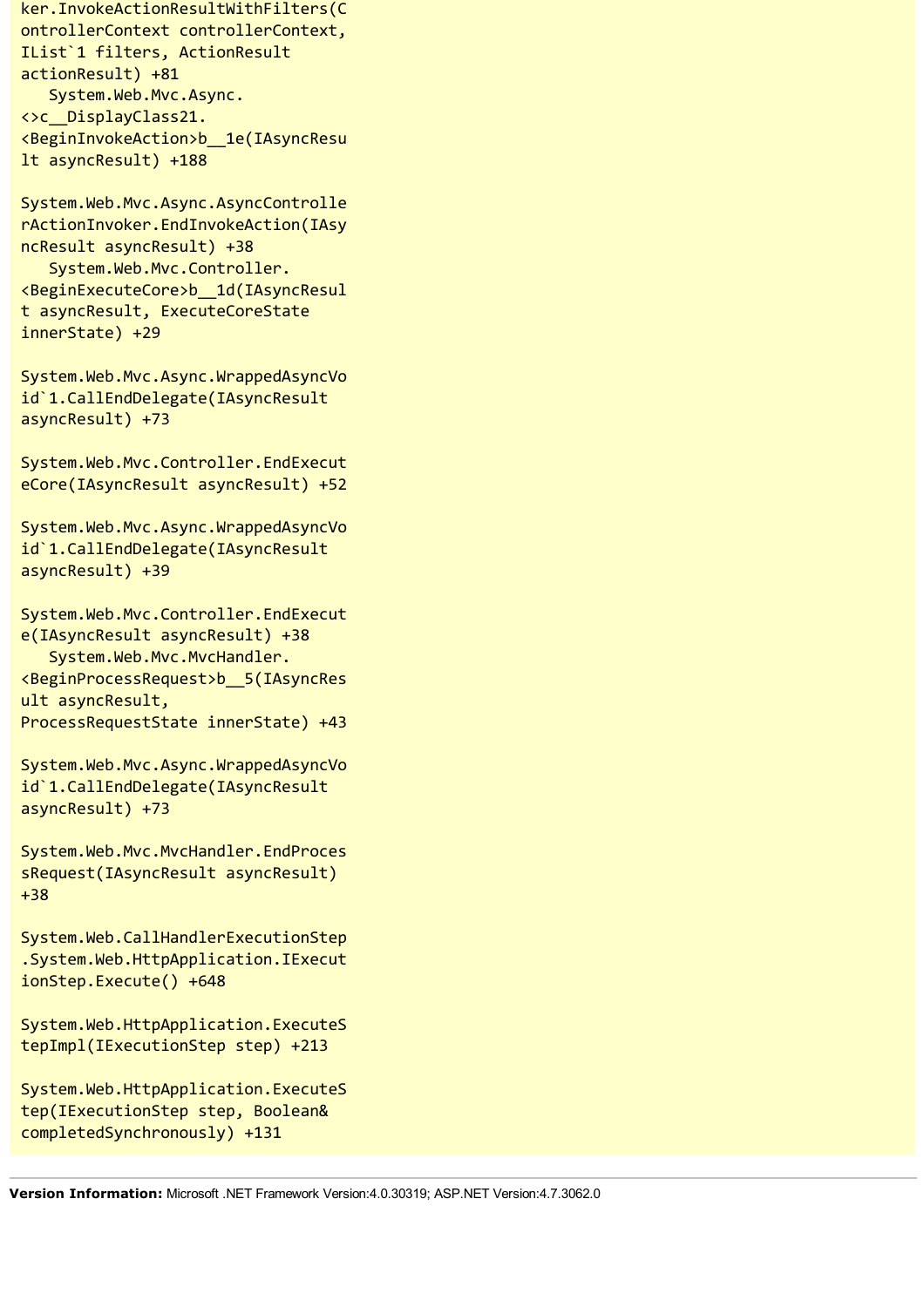```
ker.InvokeActionResultWithFilters(ControllerContext controllerContext, IList`1 filters, ActionResult actionResult) +81
   System.Web.Mvc.Async.<>c__DisplayClass21.<BeginInvokeAction>b__1e(IAsyncResult asyncResult) +188
   System.Web.Mvc.Async.AsyncControllerActionInvoker.EndInvokeAction(IAsyncResult asyncResult) +38
   System.Web.Mvc.Controller.<BeginExecuteCore>b__1d(IAsyncResult asyncResult, ExecuteCoreState innerState) +29
   System.Web.Mvc.Async.WrappedAsyncVoid`1.CallEndDelegate(IAsyncResult asyncResult) +73
   System.Web.Mvc.Controller.EndExecuteCore(IAsyncResult asyncResult) +52
   System.Web.Mvc.Async.WrappedAsyncVoid`1.CallEndDelegate(IAsyncResult asyncResult) +39
   System.Web.Mvc.Controller.EndExecute(IAsyncResult asyncResult) +38
   System.Web.Mvc.MvcHandler.<BeginProcessRequest>b__5(IAsyncResult asyncResult, ProcessRequestState innerState) +43
   System.Web.Mvc.Async.WrappedAsyncVoid`1.CallEndDelegate(IAsyncResult asyncResult) +73
   System.Web.Mvc.MvcHandler.EndProcessRequest(IAsyncResult asyncResult) +38
   System.Web.CallHandlerExecutionStep.System.Web.HttpApplication.IExecutionStep.Execute() +648
   System.Web.HttpApplication.ExecuteStepImpl(IExecutionStep step) +213
   System.Web.HttpApplication.ExecuteStep(IExecutionStep step, Boolean& completedSynchronously) +131
```

---

**Version Information:** Microsoft .NET Framework Version:4.0.30319; ASP.NET Version:4.7.3062.0